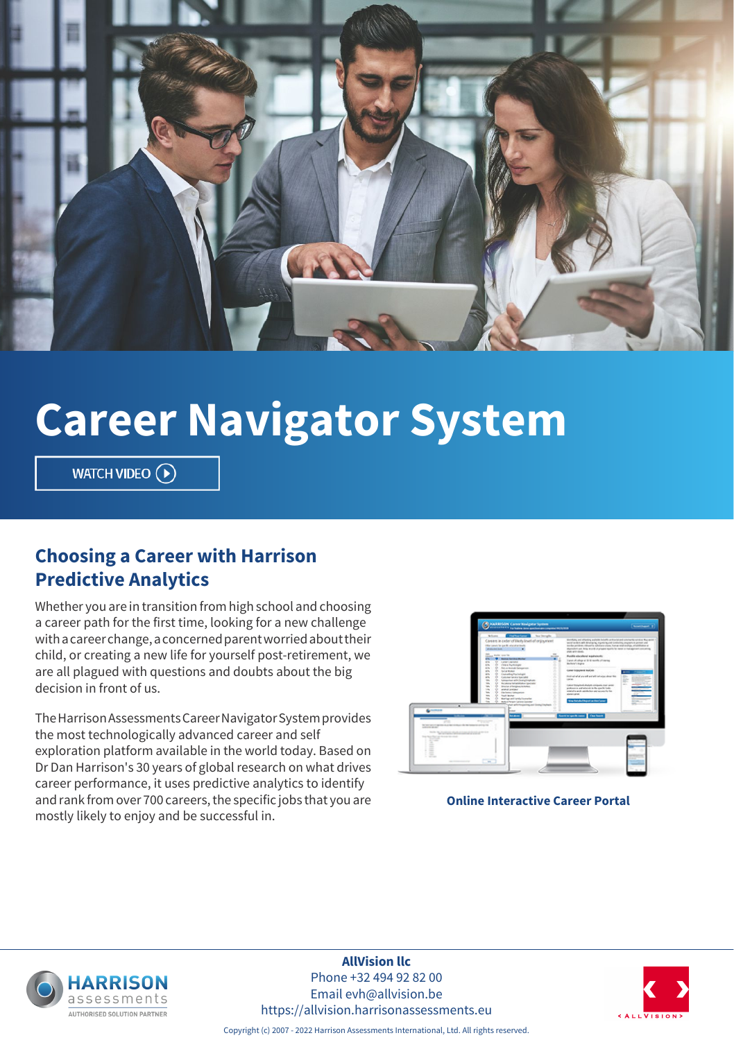# Career Navigator System

WATCH VIDEO

## Choosing a Career with Harrison Predictive Analytics

Whether you are in transition from high school and choosing a career path for the first time, looking for a new challenge with a career change, a concerned parent worried about their child, or creating a new life for yourself post-retirement, we are all plagued with questions and doubts about the big decision in front of us.

The Harrison Assessments Career Navigator System provides the most technologically advanced career and self exploration platform available in the world today. Based on Dr Dan Harrison's 30 years of global research on what drives career performance, it uses predictive analytics to identify and rank from over 700 careers, the specific jobs that you are mostly likely to enjoy and be successful in.

**Online Interactive Career Portal**

**AllVision llc**
Phone +32 494 92 82 00
Email evh@allvision.be
https://allvision.harrisonassessments.eu

Copyright (c) 2007 - 2022 Harrison Assessments International, Ltd. All rights reserved.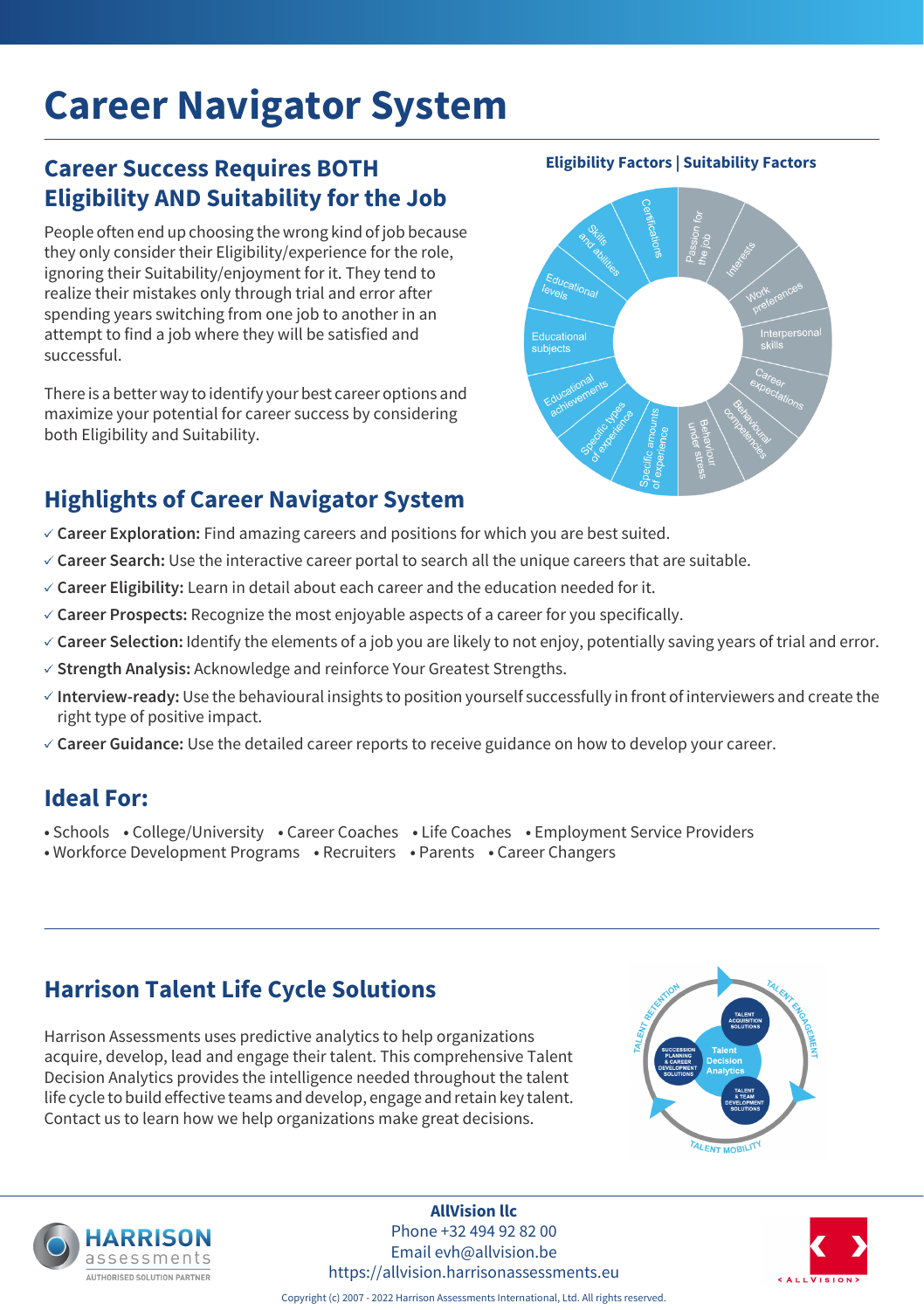# Career Navigator System

## Career Success Requires BOTH Eligibility AND Suitability for the Job

People often end up choosing the wrong kind of job because they only consider their Eligibility/experience for the role, ignoring their Suitability/enjoyment for it. They tend to realize their mistakes only through trial and error after spending years switching from one job to another in an attempt to find a job where they will be satisfied and successful.

There is a better way to identify your best career options and maximize your potential for career success by considering both Eligibility and Suitability.

**Eligibility Factors | Suitability Factors**

Certifications
Skills and abilities
Educational levels
Educational subjects
Educational achievements
Specific types of experience
Specific amounts of experience
Passion for the job
Interests
Work preferences
Interpersonal skills
Career expectations
Behavioural competencies
Behaviour under stress

## Highlights of Career Navigator System

- ✓ **Career Exploration:** Find amazing careers and positions for which you are best suited.
- ✓ **Career Search:** Use the interactive career portal to search all the unique careers that are suitable.
- ✓ **Career Eligibility:** Learn in detail about each career and the education needed for it.
- ✓ **Career Prospects:** Recognize the most enjoyable aspects of a career for you specifically.
- ✓ **Career Selection:** Identify the elements of a job you are likely to not enjoy, potentially saving years of trial and error.
- ✓ **Strength Analysis:** Acknowledge and reinforce Your Greatest Strengths.
- ✓ **Interview-ready:** Use the behavioural insights to position yourself successfully in front of interviewers and create the right type of positive impact.
- ✓ **Career Guidance:** Use the detailed career reports to receive guidance on how to develop your career.

## Ideal For:

• Schools • College/University • Career Coaches • Life Coaches • Employment Service Providers
• Workforce Development Programs • Recruiters • Parents • Career Changers

## Harrison Talent Life Cycle Solutions

Harrison Assessments uses predictive analytics to help organizations acquire, develop, lead and engage their talent. This comprehensive Talent Decision Analytics provides the intelligence needed throughout the talent life cycle to build effective teams and develop, engage and retain key talent. Contact us to learn how we help organizations make great decisions.

TALENT RETENTION
TALENT ENGAGEMENT
TALENT MOBILITY
TALENT ACQUISITION SOLUTIONS
SUCCESSION PLANNING & CAREER DEVELOPMENT SOLUTIONS
Talent Decision Analytics
TALENT & TEAM DEVELOPMENT SOLUTIONS

HARRISON assessments
AUTHORISED SOLUTION PARTNER

**AllVision llc**
Phone +32 494 92 82 00
Email evh@allvision.be
https://allvision.harrisonassessments.eu

< ALLVISION >

Copyright (c) 2007 - 2022 Harrison Assessments International, Ltd. All rights reserved.